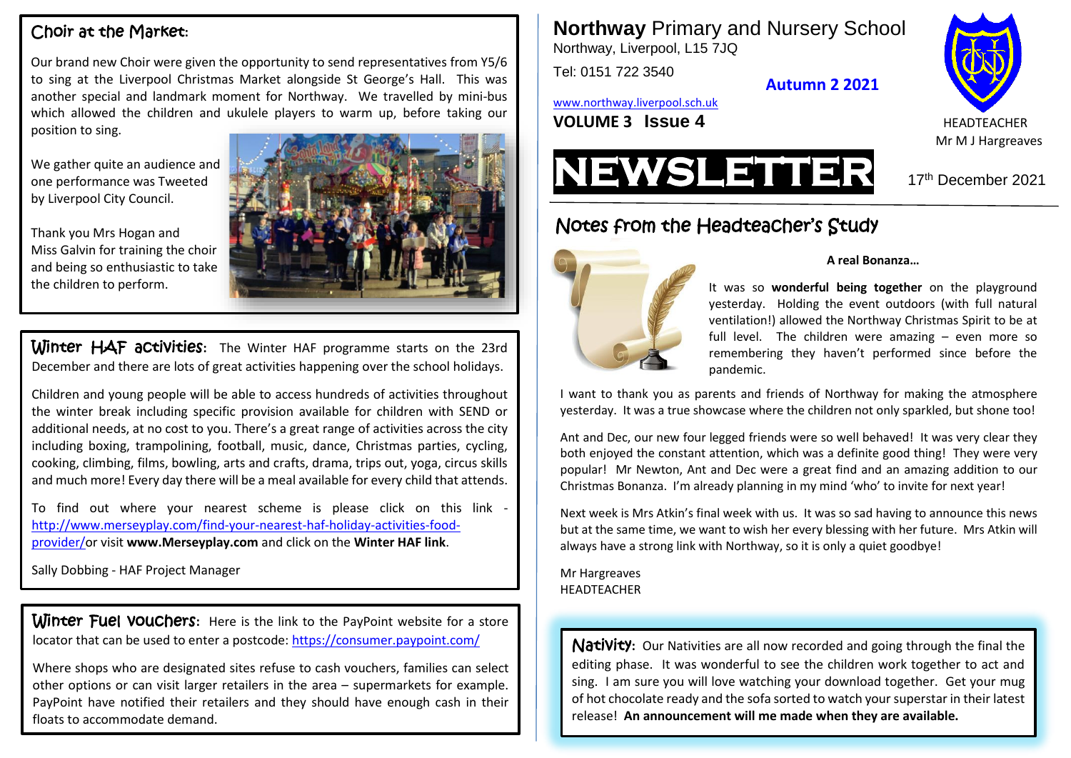# Northway Primary and Nursery School

Northway, Liverpool, L15 7JQ

Tel: 0151 722 3540

www.northway.liverpool.sch.uk

**VOLUME 3 Issue 4**

**Autumn 2 2021**

HEADTEACHER
Mr M J Hargreaves

# NEWSLETTER

17th December 2021

## Notes from the Headteacher's Study

**A real Bonanza…**

It was so **wonderful being together** on the playground yesterday. Holding the event outdoors (with full natural ventilation!) allowed the Northway Christmas Spirit to be at full level. The children were amazing – even more so remembering they haven't performed since before the pandemic.

I want to thank you as parents and friends of Northway for making the atmosphere yesterday. It was a true showcase where the children not only sparkled, but shone too!

Ant and Dec, our new four legged friends were so well behaved! It was very clear they both enjoyed the constant attention, which was a definite good thing! They were very popular! Mr Newton, Ant and Dec were a great find and an amazing addition to our Christmas Bonanza. I'm already planning in my mind 'who' to invite for next year!

Next week is Mrs Atkin's final week with us. It was so sad having to announce this news but at the same time, we want to wish her every blessing with her future. Mrs Atkin will always have a strong link with Northway, so it is only a quiet goodbye!

Mr Hargreaves
HEADTEACHER

## Nativity:

Our Nativities are all now recorded and going through the final the editing phase. It was wonderful to see the children work together to act and sing. I am sure you will love watching your download together. Get your mug of hot chocolate ready and the sofa sorted to watch your superstar in their latest release! **An announcement will me made when they are available.**

## Choir at the Market:

Our brand new Choir were given the opportunity to send representatives from Y5/6 to sing at the Liverpool Christmas Market alongside St George's Hall. This was another special and landmark moment for Northway. We travelled by mini-bus which allowed the children and ukulele players to warm up, before taking our position to sing.

We gather quite an audience and one performance was Tweeted by Liverpool City Council.

Thank you Mrs Hogan and Miss Galvin for training the choir and being so enthusiastic to take the children to perform.

## Winter HAF activities:

The Winter HAF programme starts on the 23rd December and there are lots of great activities happening over the school holidays.

Children and young people will be able to access hundreds of activities throughout the winter break including specific provision available for children with SEND or additional needs, at no cost to you. There's a great range of activities across the city including boxing, trampolining, football, music, dance, Christmas parties, cycling, cooking, climbing, films, bowling, arts and crafts, drama, trips out, yoga, circus skills and much more! Every day there will be a meal available for every child that attends.

To find out where your nearest scheme is please click on this link - http://www.merseyplay.com/find-your-nearest-haf-holiday-activities-food-provider/or visit **www.Merseyplay.com** and click on the **Winter HAF link**.

Sally Dobbing - HAF Project Manager

## Winter Fuel vouchers:

Here is the link to the PayPoint website for a store locator that can be used to enter a postcode: https://consumer.paypoint.com/

Where shops who are designated sites refuse to cash vouchers, families can select other options or can visit larger retailers in the area – supermarkets for example. PayPoint have notified their retailers and they should have enough cash in their floats to accommodate demand.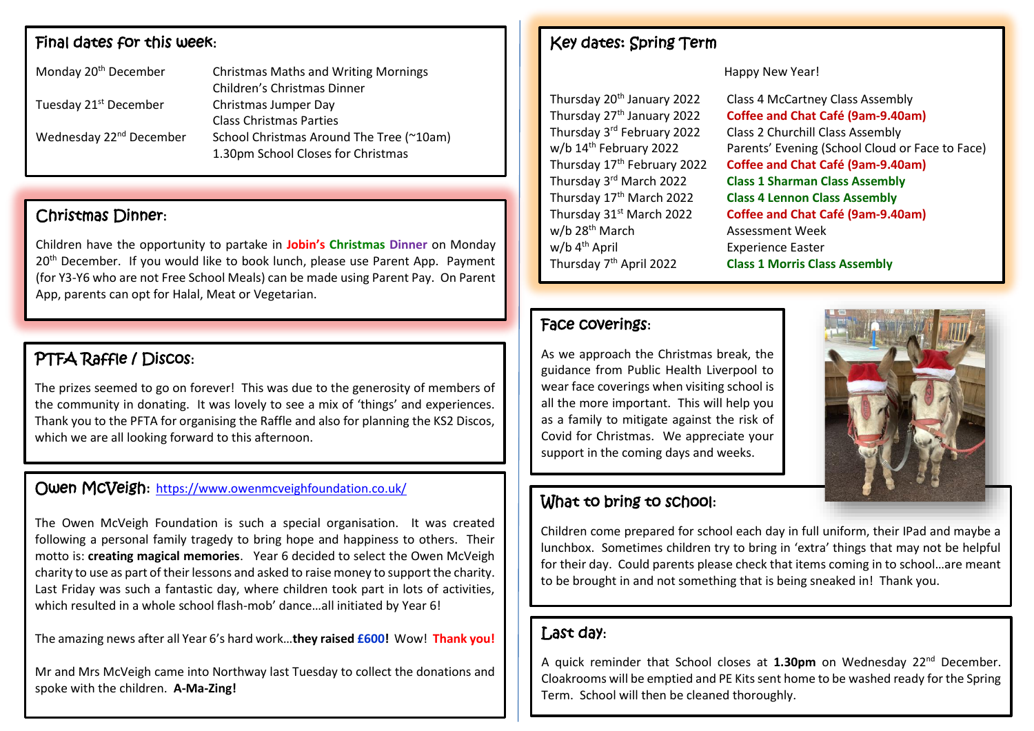## Final dates for this week:

| | |
|---|---|
| Monday 20th December | Christmas Maths and Writing Mornings |
| | Children's Christmas Dinner |
| Tuesday 21st December | Christmas Jumper Day |
| | Class Christmas Parties |
| Wednesday 22nd December | School Christmas Around The Tree (~10am) |
| | 1.30pm School Closes for Christmas |

## Christmas Dinner:

Children have the opportunity to partake in **Jobin's Christmas Dinner** on Monday 20th December. If you would like to book lunch, please use Parent App. Payment (for Y3-Y6 who are not Free School Meals) can be made using Parent Pay. On Parent App, parents can opt for Halal, Meat or Vegetarian.

## PTFA Raffle / Discos:

The prizes seemed to go on forever! This was due to the generosity of members of the community in donating. It was lovely to see a mix of 'things' and experiences. Thank you to the PFTA for organising the Raffle and also for planning the KS2 Discos, which we are all looking forward to this afternoon.

## Owen McVeigh: https://www.owenmcveighfoundation.co.uk/

The Owen McVeigh Foundation is such a special organisation. It was created following a personal family tragedy to bring hope and happiness to others. Their motto is: **creating magical memories**. Year 6 decided to select the Owen McVeigh charity to use as part of their lessons and asked to raise money to support the charity. Last Friday was such a fantastic day, where children took part in lots of activities, which resulted in a whole school flash-mob' dance…all initiated by Year 6!

The amazing news after all Year 6's hard work…**they raised £600!** Wow! **Thank you!**

Mr and Mrs McVeigh came into Northway last Tuesday to collect the donations and spoke with the children. **A-Ma-Zing!**

## Key dates: Spring Term

Happy New Year!

| | |
|---|---|
| Thursday 20th January 2022 | Class 4 McCartney Class Assembly |
| Thursday 27th January 2022 | **Coffee and Chat Café (9am-9.40am)** |
| Thursday 3rd February 2022 | Class 2 Churchill Class Assembly |
| w/b 14th February 2022 | Parents' Evening (School Cloud or Face to Face) |
| Thursday 17th February 2022 | **Coffee and Chat Café (9am-9.40am)** |
| Thursday 3rd March 2022 | **Class 1 Sharman Class Assembly** |
| Thursday 17th March 2022 | **Class 4 Lennon Class Assembly** |
| Thursday 31st March 2022 | **Coffee and Chat Café (9am-9.40am)** |
| w/b 28th March | Assessment Week |
| w/b 4th April | Experience Easter |
| Thursday 7th April 2022 | **Class 1 Morris Class Assembly** |

## Face coverings:

As we approach the Christmas break, the guidance from Public Health Liverpool to wear face coverings when visiting school is all the more important. This will help you as a family to mitigate against the risk of Covid for Christmas. We appreciate your support in the coming days and weeks.

## What to bring to school:

Children come prepared for school each day in full uniform, their IPad and maybe a lunchbox. Sometimes children try to bring in 'extra' things that may not be helpful for their day. Could parents please check that items coming in to school…are meant to be brought in and not something that is being sneaked in! Thank you.

## Last day:

A quick reminder that School closes at **1.30pm** on Wednesday 22nd December. Cloakrooms will be emptied and PE Kits sent home to be washed ready for the Spring Term. School will then be cleaned thoroughly.